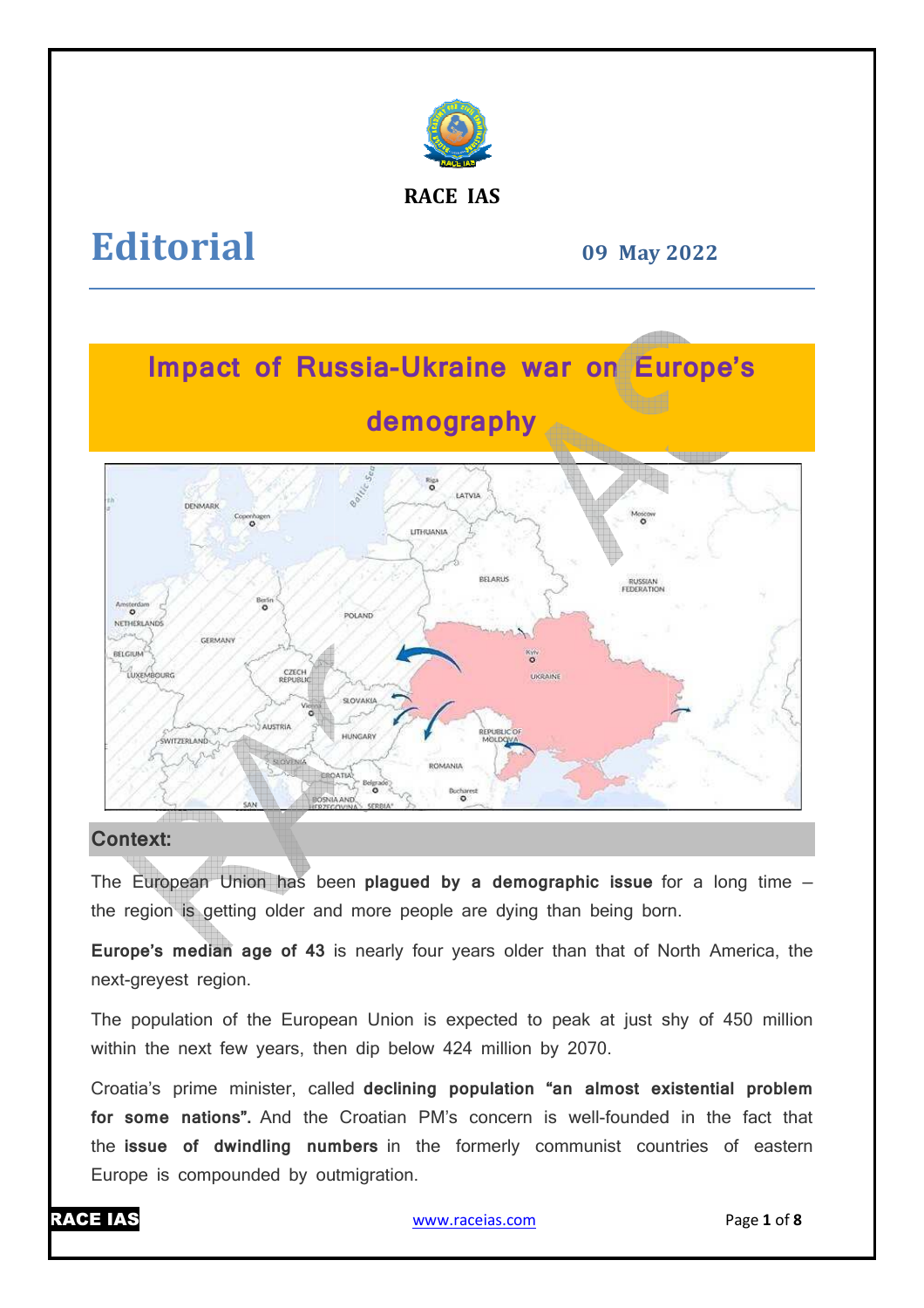RACE IAS

# Editorial

**09 May 2022**

## Impact of Russia-Ukraine war on Europe's demography

DENMARK
Copenhagen
Riga
LATVIA
LITHUANIA
Moscow
BELARUS
RUSSIAN FEDERATION
Amsterdam
NETHERLANDS
Berlin
POLAND
GERMANY
BELGIUM
LUXEMBOURG
Kyiv
UKRAINE
CZECH REPUBLIC
SLOVAKIA
Vienna
AUSTRIA
HUNGARY
REPUBLIC OF MOLDOVA
SWITZERLAND
SLOVENIA
CROATIA
ROMANIA
Belgrade
Bucharest
BOSNIA AND HERZEGOVINA
SERBIA

### Context:

The European Union has been **plagued by a demographic issue** for a long time – the region is getting older and more people are dying than being born.

**Europe's median age of 43** is nearly four years older than that of North America, the next-greyest region.

The population of the European Union is expected to peak at just shy of 450 million within the next few years, then dip below 424 million by 2070.

Croatia's prime minister, called **declining population "an almost existential problem for some nations".** And the Croatian PM's concern is well-founded in the fact that the **issue of dwindling numbers** in the formerly communist countries of eastern Europe is compounded by outmigration.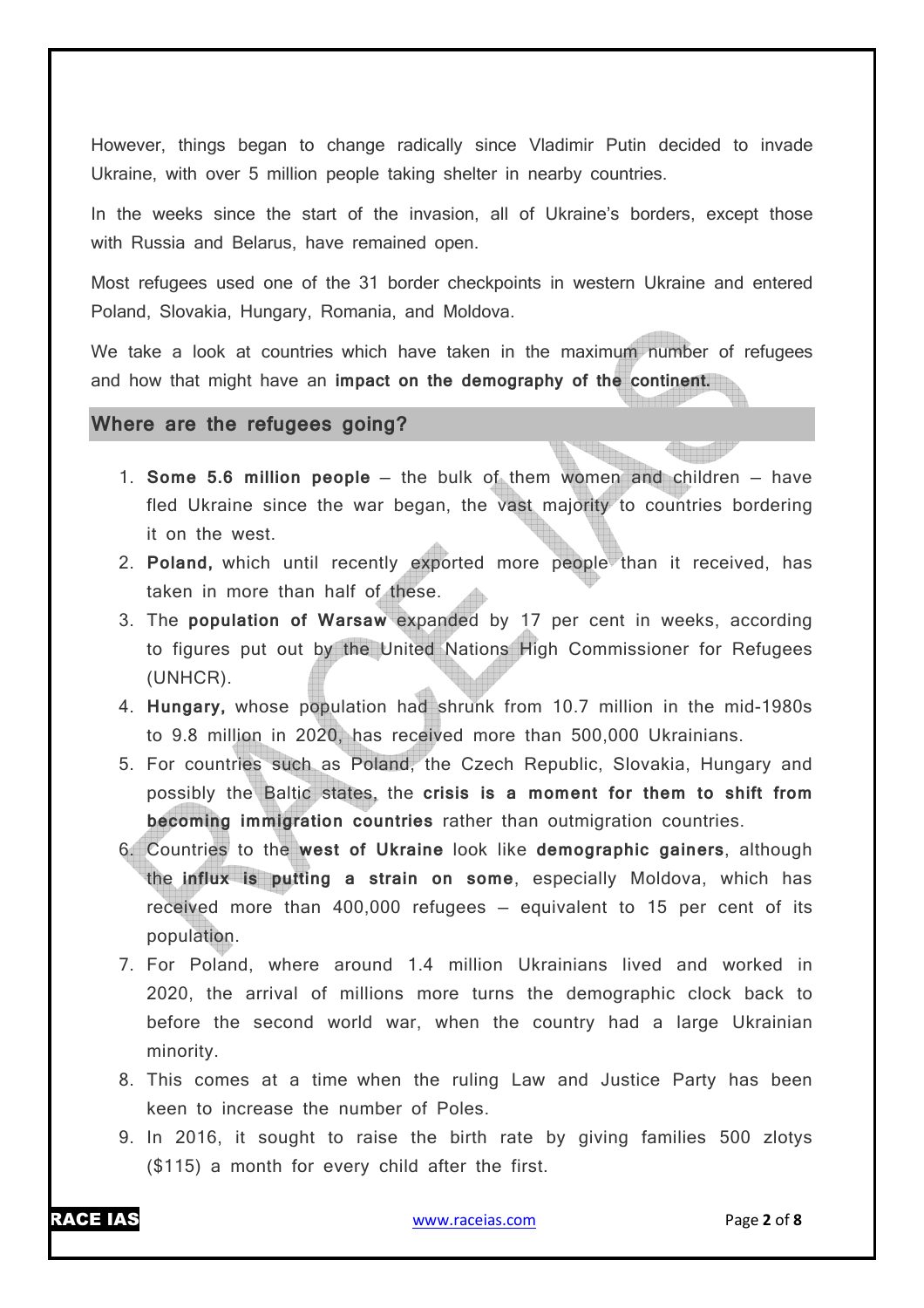However, things began to change radically since Vladimir Putin decided to invade Ukraine, with over 5 million people taking shelter in nearby countries.

In the weeks since the start of the invasion, all of Ukraine's borders, except those with Russia and Belarus, have remained open.

Most refugees used one of the 31 border checkpoints in western Ukraine and entered Poland, Slovakia, Hungary, Romania, and Moldova.

We take a look at countries which have taken in the maximum number of refugees and how that might have an **impact on the demography of the continent.**

## Where are the refugees going?

1. **Some 5.6 million people** – the bulk of them women and children – have fled Ukraine since the war began, the vast majority to countries bordering it on the west.
2. **Poland,** which until recently exported more people than it received, has taken in more than half of these.
3. The **population of Warsaw** expanded by 17 per cent in weeks, according to figures put out by the United Nations High Commissioner for Refugees (UNHCR).
4. **Hungary,** whose population had shrunk from 10.7 million in the mid-1980s to 9.8 million in 2020, has received more than 500,000 Ukrainians.
5. For countries such as Poland, the Czech Republic, Slovakia, Hungary and possibly the Baltic states, the **crisis is a moment for them to shift from becoming immigration countries** rather than outmigration countries.
6. Countries to the **west of Ukraine** look like **demographic gainers**, although the **influx is putting a strain on some**, especially Moldova, which has received more than 400,000 refugees – equivalent to 15 per cent of its population.
7. For Poland, where around 1.4 million Ukrainians lived and worked in 2020, the arrival of millions more turns the demographic clock back to before the second world war, when the country had a large Ukrainian minority.
8. This comes at a time when the ruling Law and Justice Party has been keen to increase the number of Poles.
9. In 2016, it sought to raise the birth rate by giving families 500 zlotys ($115) a month for every child after the first.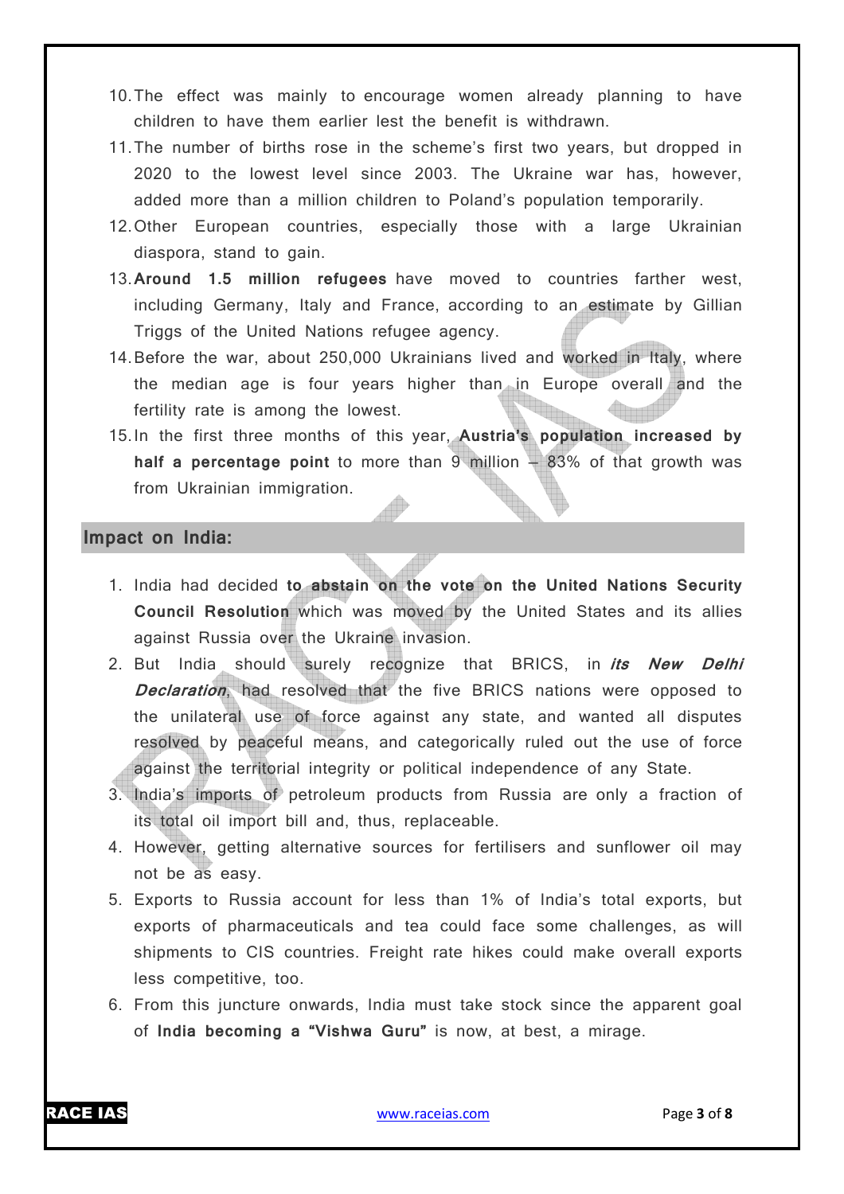10. The effect was mainly to encourage women already planning to have children to have them earlier lest the benefit is withdrawn.
11. The number of births rose in the scheme's first two years, but dropped in 2020 to the lowest level since 2003. The Ukraine war has, however, added more than a million children to Poland's population temporarily.
12. Other European countries, especially those with a large Ukrainian diaspora, stand to gain.
13. **Around 1.5 million refugees** have moved to countries farther west, including Germany, Italy and France, according to an estimate by Gillian Triggs of the United Nations refugee agency.
14. Before the war, about 250,000 Ukrainians lived and worked in Italy, where the median age is four years higher than in Europe overall and the fertility rate is among the lowest.
15. In the first three months of this year, **Austria's population increased by half a percentage point** to more than 9 million – 83% of that growth was from Ukrainian immigration.

## Impact on India:

1. India had decided **to abstain on the vote on the United Nations Security Council Resolution** which was moved by the United States and its allies against Russia over the Ukraine invasion.
2. But India should surely recognize that BRICS, in ***its New Delhi Declaration***, had resolved that the five BRICS nations were opposed to the unilateral use of force against any state, and wanted all disputes resolved by peaceful means, and categorically ruled out the use of force against the territorial integrity or political independence of any State.
3. India's imports of petroleum products from Russia are only a fraction of its total oil import bill and, thus, replaceable.
4. However, getting alternative sources for fertilisers and sunflower oil may not be as easy.
5. Exports to Russia account for less than 1% of India's total exports, but exports of pharmaceuticals and tea could face some challenges, as will shipments to CIS countries. Freight rate hikes could make overall exports less competitive, too.
6. From this juncture onwards, India must take stock since the apparent goal of **India becoming a "Vishwa Guru"** is now, at best, a mirage.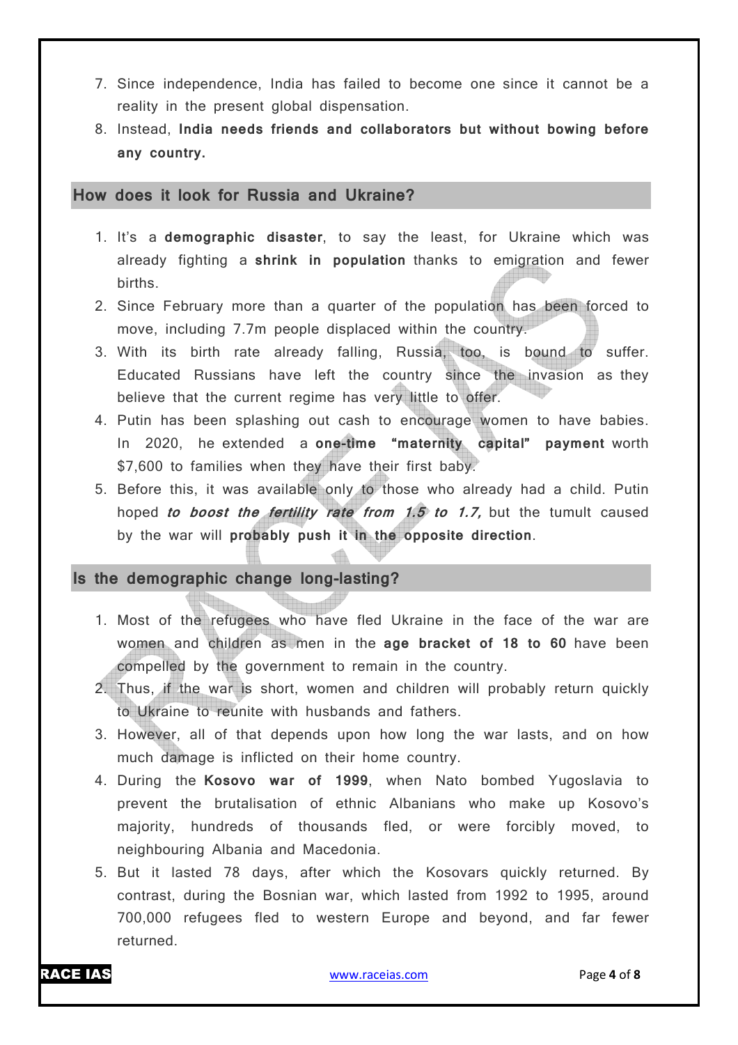7. Since independence, India has failed to become one since it cannot be a reality in the present global dispensation.
8. Instead, **India needs friends and collaborators but without bowing before any country.**

## How does it look for Russia and Ukraine?

1. It's a **demographic disaster**, to say the least, for Ukraine which was already fighting a **shrink in population** thanks to emigration and fewer births.
2. Since February more than a quarter of the population has been forced to move, including 7.7m people displaced within the country.
3. With its birth rate already falling, Russia, too, is bound to suffer. Educated Russians have left the country since the invasion as they believe that the current regime has very little to offer.
4. Putin has been splashing out cash to encourage women to have babies. In 2020, he extended a **one-time "maternity capital" payment** worth $7,600 to families when they have their first baby.
5. Before this, it was available only to those who already had a child. Putin hoped ***to boost the fertility rate from 1.5 to 1.7,*** but the tumult caused by the war will **probably push it in the opposite direction**.

## Is the demographic change long-lasting?

1. Most of the refugees who have fled Ukraine in the face of the war are women and children as men in the **age bracket of 18 to 60** have been compelled by the government to remain in the country.
2. Thus, if the war is short, women and children will probably return quickly to Ukraine to reunite with husbands and fathers.
3. However, all of that depends upon how long the war lasts, and on how much damage is inflicted on their home country.
4. During the **Kosovo war of 1999**, when Nato bombed Yugoslavia to prevent the brutalisation of ethnic Albanians who make up Kosovo's majority, hundreds of thousands fled, or were forcibly moved, to neighbouring Albania and Macedonia.
5. But it lasted 78 days, after which the Kosovars quickly returned. By contrast, during the Bosnian war, which lasted from 1992 to 1995, around 700,000 refugees fled to western Europe and beyond, and far fewer returned.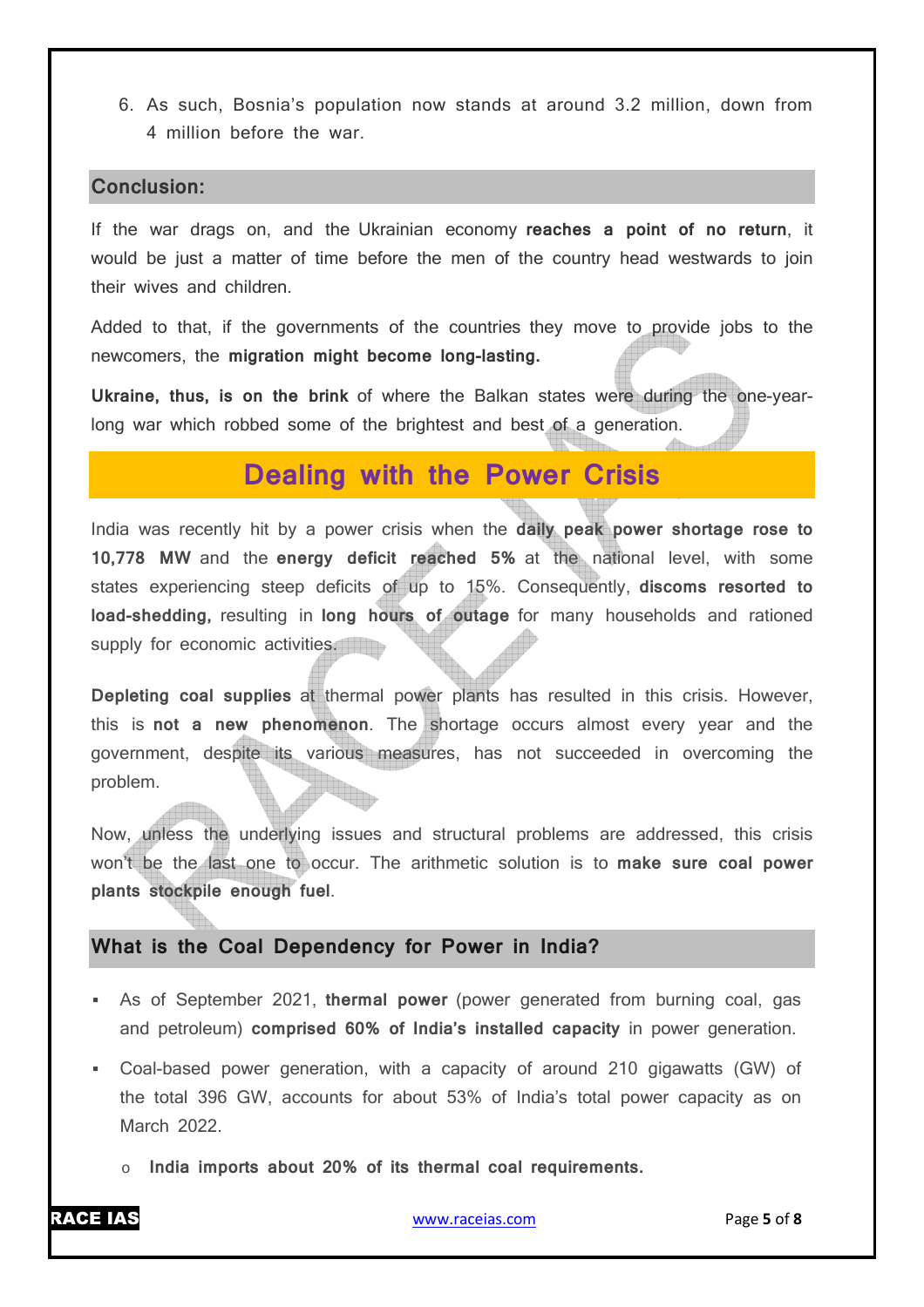6. As such, Bosnia's population now stands at around 3.2 million, down from 4 million before the war.

### Conclusion:

If the war drags on, and the Ukrainian economy **reaches a point of no return**, it would be just a matter of time before the men of the country head westwards to join their wives and children.

Added to that, if the governments of the countries they move to provide jobs to the newcomers, the **migration might become long-lasting.**

**Ukraine, thus, is on the brink** of where the Balkan states were during the one-year-long war which robbed some of the brightest and best of a generation.

## Dealing with the Power Crisis

India was recently hit by a power crisis when the **daily peak power shortage rose to 10,778 MW** and the **energy deficit reached 5%** at the national level, with some states experiencing steep deficits of up to 15%. Consequently, **discoms resorted to load-shedding,** resulting in **long hours of outage** for many households and rationed supply for economic activities.

**Depleting coal supplies** at thermal power plants has resulted in this crisis. However, this is **not a new phenomenon**. The shortage occurs almost every year and the government, despite its various measures, has not succeeded in overcoming the problem.

Now, unless the underlying issues and structural problems are addressed, this crisis won't be the last one to occur. The arithmetic solution is to **make sure coal power plants stockpile enough fuel**.

### What is the Coal Dependency for Power in India?

- As of September 2021, **thermal power** (power generated from burning coal, gas and petroleum) **comprised 60% of India's installed capacity** in power generation.
- Coal-based power generation, with a capacity of around 210 gigawatts (GW) of the total 396 GW, accounts for about 53% of India's total power capacity as on March 2022.
  - **India imports about 20% of its thermal coal requirements.**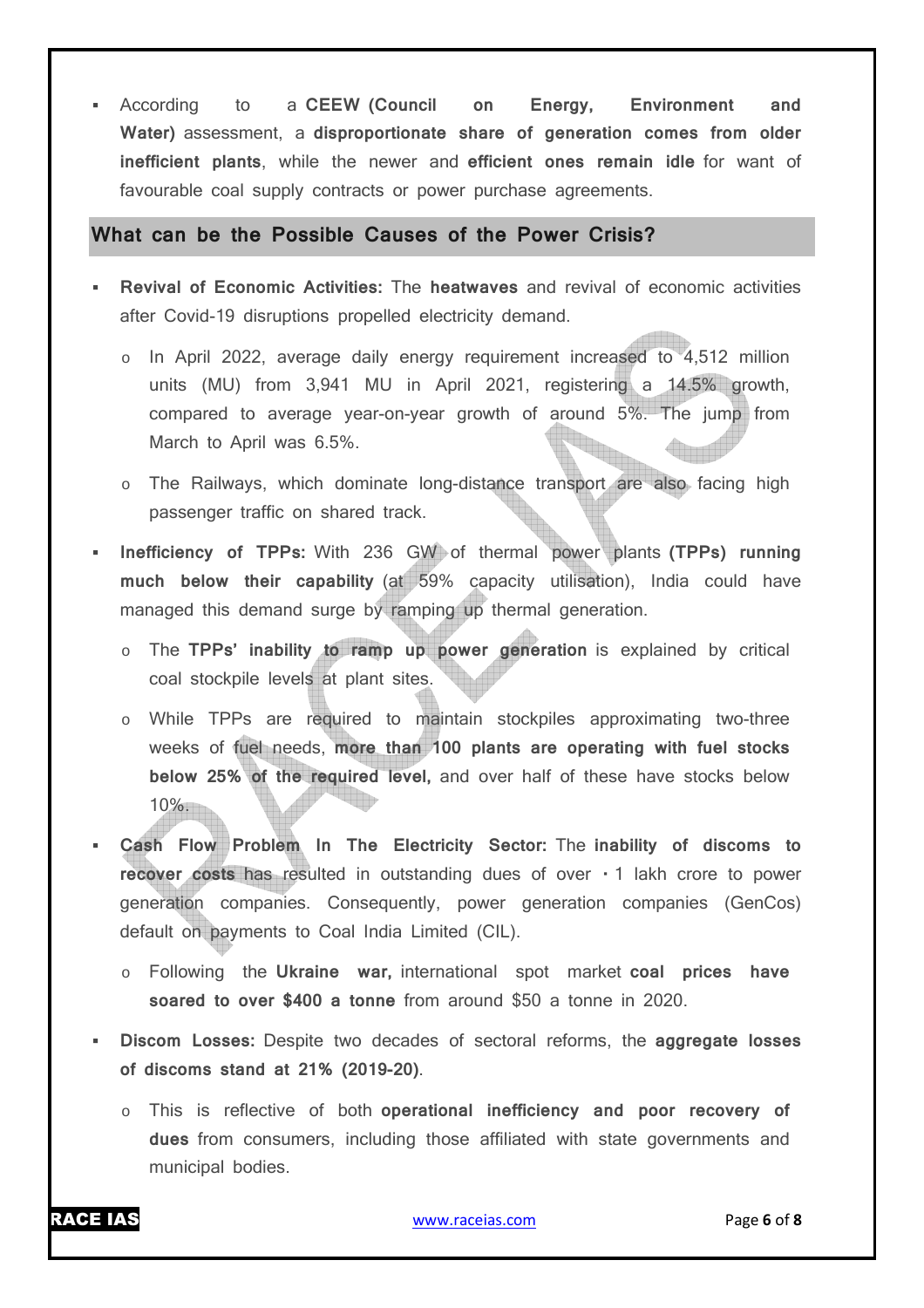- According to a **CEEW (Council on Energy, Environment and Water)** assessment, a **disproportionate share of generation comes from older inefficient plants**, while the newer and **efficient ones remain idle** for want of favourable coal supply contracts or power purchase agreements.

## What can be the Possible Causes of the Power Crisis?

- **Revival of Economic Activities:** The **heatwaves** and revival of economic activities after Covid-19 disruptions propelled electricity demand.
  - In April 2022, average daily energy requirement increased to 4,512 million units (MU) from 3,941 MU in April 2021, registering a 14.5% growth, compared to average year-on-year growth of around 5%. The jump from March to April was 6.5%.
  - The Railways, which dominate long-distance transport are also facing high passenger traffic on shared track.
- **Inefficiency of TPPs:** With 236 GW of thermal power plants **(TPPs) running much below their capability** (at 59% capacity utilisation), India could have managed this demand surge by ramping up thermal generation.
  - The **TPPs' inability to ramp up power generation** is explained by critical coal stockpile levels at plant sites.
  - While TPPs are required to maintain stockpiles approximating two-three weeks of fuel needs, **more than 100 plants are operating with fuel stocks below 25% of the required level,** and over half of these have stocks below 10%.
- **Cash Flow Problem In The Electricity Sector:** The **inability of discoms to recover costs** has resulted in outstanding dues of over ₹1 lakh crore to power generation companies. Consequently, power generation companies (GenCos) default on payments to Coal India Limited (CIL).
  - Following the **Ukraine war,** international spot market **coal prices have soared to over $400 a tonne** from around $50 a tonne in 2020.
- **Discom Losses:** Despite two decades of sectoral reforms, the **aggregate losses of discoms stand at 21% (2019-20)**.
  - This is reflective of both **operational inefficiency and poor recovery of dues** from consumers, including those affiliated with state governments and municipal bodies.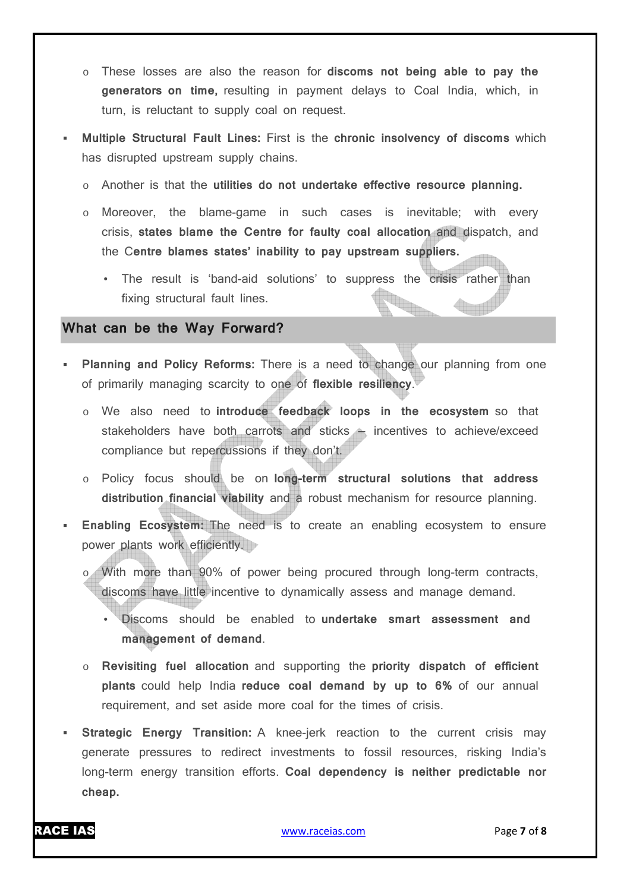- These losses are also the reason for **discoms not being able to pay the generators on time,** resulting in payment delays to Coal India, which, in turn, is reluctant to supply coal on request.

- **Multiple Structural Fault Lines:** First is the **chronic insolvency of discoms** which has disrupted upstream supply chains.
  - Another is that the **utilities do not undertake effective resource planning.**
  - Moreover, the blame-game in such cases is inevitable; with every crisis, **states blame the Centre for faulty coal allocation** and dispatch, and the C**entre blames states' inability to pay upstream suppliers.**
    - The result is 'band-aid solutions' to suppress the crisis rather than fixing structural fault lines.

## What can be the Way Forward?

- **Planning and Policy Reforms:** There is a need to change our planning from one of primarily managing scarcity to one of **flexible resiliency**.
  - We also need to **introduce feedback loops in the ecosystem** so that stakeholders have both carrots and sticks – incentives to achieve/exceed compliance but repercussions if they don't.
  - Policy focus should be on **long-term structural solutions that address distribution financial viability** and a robust mechanism for resource planning.

- **Enabling Ecosystem:** The need is to create an enabling ecosystem to ensure power plants work efficiently.
  - With more than 90% of power being procured through long-term contracts, discoms have little incentive to dynamically assess and manage demand.
    - Discoms should be enabled to **undertake smart assessment and management of demand**.
  - **Revisiting fuel allocation** and supporting the **priority dispatch of efficient plants** could help India **reduce coal demand by up to 6%** of our annual requirement, and set aside more coal for the times of crisis.

- **Strategic Energy Transition:** A knee-jerk reaction to the current crisis may generate pressures to redirect investments to fossil resources, risking India's long-term energy transition efforts. **Coal dependency is neither predictable nor cheap.**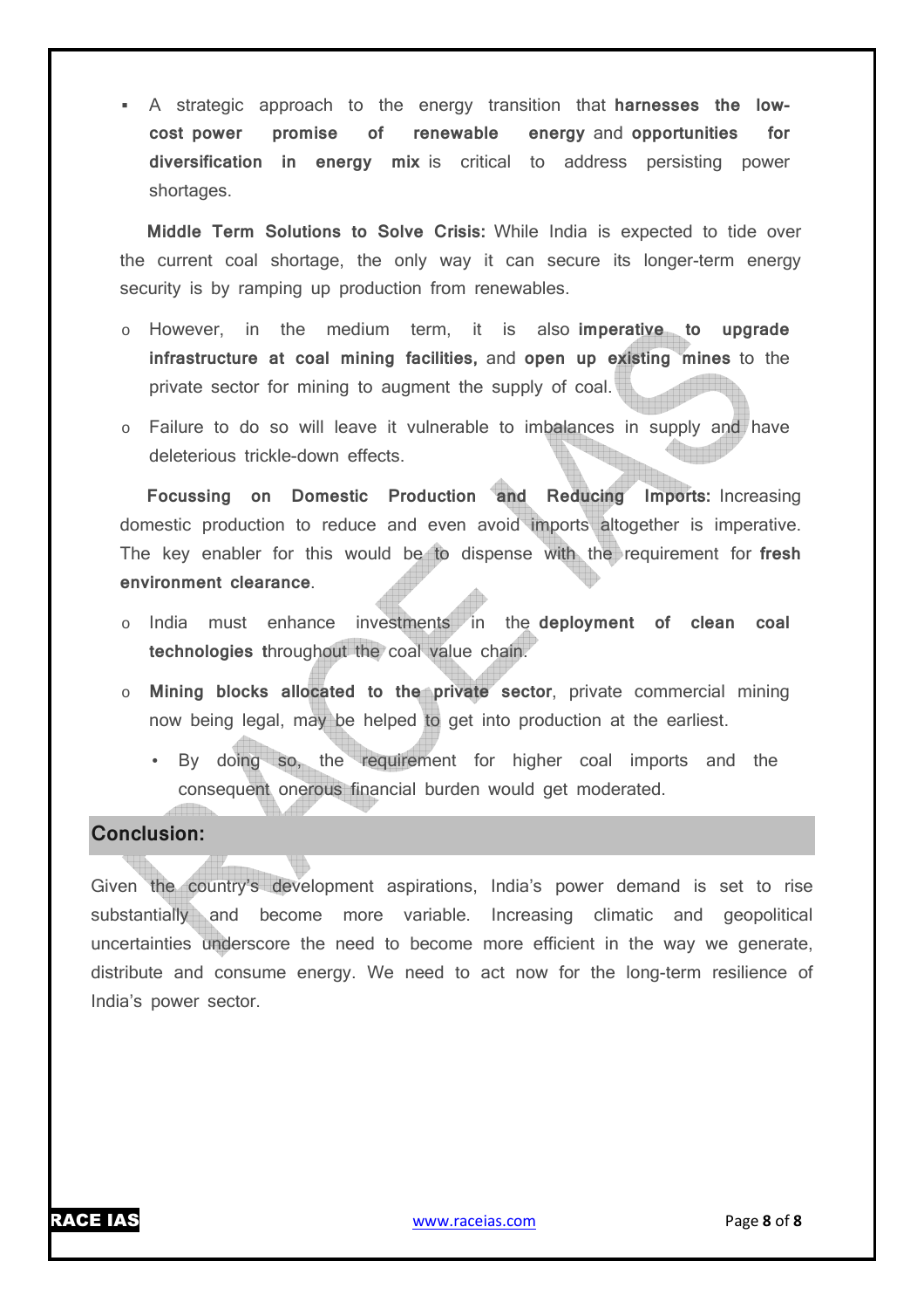- A strategic approach to the energy transition that **harnesses the low-cost power promise of renewable energy** and **opportunities for diversification in energy mix** is critical to address persisting power shortages.

**Middle Term Solutions to Solve Crisis:** While India is expected to tide over the current coal shortage, the only way it can secure its longer-term energy security is by ramping up production from renewables.

- However, in the medium term, it is also **imperative to upgrade infrastructure at coal mining facilities,** and **open up existing mines** to the private sector for mining to augment the supply of coal.
- Failure to do so will leave it vulnerable to imbalances in supply and have deleterious trickle-down effects.

**Focussing on Domestic Production and Reducing Imports:** Increasing domestic production to reduce and even avoid imports altogether is imperative. The key enabler for this would be to dispense with the requirement for **fresh environment clearance**.

- India must enhance investments in the **deployment of clean coal technologies** throughout the coal value chain.
- **Mining blocks allocated to the private sector**, private commercial mining now being legal, may be helped to get into production at the earliest.
  - By doing so, the requirement for higher coal imports and the consequent onerous financial burden would get moderated.

## Conclusion:

Given the country's development aspirations, India's power demand is set to rise substantially and become more variable. Increasing climatic and geopolitical uncertainties underscore the need to become more efficient in the way we generate, distribute and consume energy. We need to act now for the long-term resilience of India's power sector.